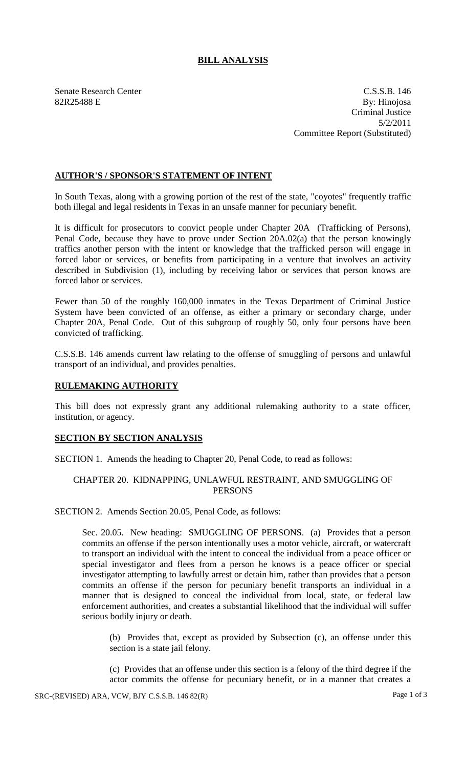## BILL ANALYSIS

Senate Research Center
82R25488 E

C.S.S.B. 146
By: Hinojosa
Criminal Justice
5/2/2011
Committee Report (Substituted)

### AUTHOR'S / SPONSOR'S STATEMENT OF INTENT

In South Texas, along with a growing portion of the rest of the state, "coyotes" frequently traffic both illegal and legal residents in Texas in an unsafe manner for pecuniary benefit.

It is difficult for prosecutors to convict people under Chapter 20A (Trafficking of Persons), Penal Code, because they have to prove under Section 20A.02(a) that the person knowingly traffics another person with the intent or knowledge that the trafficked person will engage in forced labor or services, or benefits from participating in a venture that involves an activity described in Subdivision (1), including by receiving labor or services that person knows are forced labor or services.

Fewer than 50 of the roughly 160,000 inmates in the Texas Department of Criminal Justice System have been convicted of an offense, as either a primary or secondary charge, under Chapter 20A, Penal Code. Out of this subgroup of roughly 50, only four persons have been convicted of trafficking.

C.S.S.B. 146 amends current law relating to the offense of smuggling of persons and unlawful transport of an individual, and provides penalties.

### RULEMAKING AUTHORITY

This bill does not expressly grant any additional rulemaking authority to a state officer, institution, or agency.

### SECTION BY SECTION ANALYSIS

SECTION 1. Amends the heading to Chapter 20, Penal Code, to read as follows:

CHAPTER 20. KIDNAPPING, UNLAWFUL RESTRAINT, AND SMUGGLING OF PERSONS

SECTION 2. Amends Section 20.05, Penal Code, as follows:

Sec. 20.05. New heading: SMUGGLING OF PERSONS. (a) Provides that a person commits an offense if the person intentionally uses a motor vehicle, aircraft, or watercraft to transport an individual with the intent to conceal the individual from a peace officer or special investigator and flees from a person he knows is a peace officer or special investigator attempting to lawfully arrest or detain him, rather than provides that a person commits an offense if the person for pecuniary benefit transports an individual in a manner that is designed to conceal the individual from local, state, or federal law enforcement authorities, and creates a substantial likelihood that the individual will suffer serious bodily injury or death.

(b) Provides that, except as provided by Subsection (c), an offense under this section is a state jail felony.

(c) Provides that an offense under this section is a felony of the third degree if the actor commits the offense for pecuniary benefit, or in a manner that creates a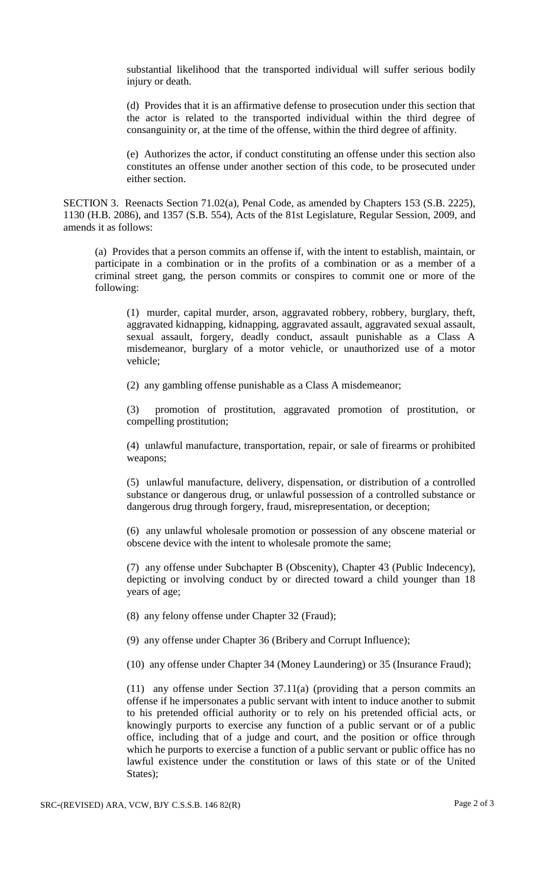substantial likelihood that the transported individual will suffer serious bodily injury or death.

(d) Provides that it is an affirmative defense to prosecution under this section that the actor is related to the transported individual within the third degree of consanguinity or, at the time of the offense, within the third degree of affinity.

(e) Authorizes the actor, if conduct constituting an offense under this section also constitutes an offense under another section of this code, to be prosecuted under either section.

SECTION 3. Reenacts Section 71.02(a), Penal Code, as amended by Chapters 153 (S.B. 2225), 1130 (H.B. 2086), and 1357 (S.B. 554), Acts of the 81st Legislature, Regular Session, 2009, and amends it as follows:

(a) Provides that a person commits an offense if, with the intent to establish, maintain, or participate in a combination or in the profits of a combination or as a member of a criminal street gang, the person commits or conspires to commit one or more of the following:

(1) murder, capital murder, arson, aggravated robbery, robbery, burglary, theft, aggravated kidnapping, kidnapping, aggravated assault, aggravated sexual assault, sexual assault, forgery, deadly conduct, assault punishable as a Class A misdemeanor, burglary of a motor vehicle, or unauthorized use of a motor vehicle;

(2) any gambling offense punishable as a Class A misdemeanor;

(3) promotion of prostitution, aggravated promotion of prostitution, or compelling prostitution;

(4) unlawful manufacture, transportation, repair, or sale of firearms or prohibited weapons;

(5) unlawful manufacture, delivery, dispensation, or distribution of a controlled substance or dangerous drug, or unlawful possession of a controlled substance or dangerous drug through forgery, fraud, misrepresentation, or deception;

(6) any unlawful wholesale promotion or possession of any obscene material or obscene device with the intent to wholesale promote the same;

(7) any offense under Subchapter B (Obscenity), Chapter 43 (Public Indecency), depicting or involving conduct by or directed toward a child younger than 18 years of age;

(8) any felony offense under Chapter 32 (Fraud);

(9) any offense under Chapter 36 (Bribery and Corrupt Influence);

(10) any offense under Chapter 34 (Money Laundering) or 35 (Insurance Fraud);

(11) any offense under Section 37.11(a) (providing that a person commits an offense if he impersonates a public servant with intent to induce another to submit to his pretended official authority or to rely on his pretended official acts, or knowingly purports to exercise any function of a public servant or of a public office, including that of a judge and court, and the position or office through which he purports to exercise a function of a public servant or public office has no lawful existence under the constitution or laws of this state or of the United States);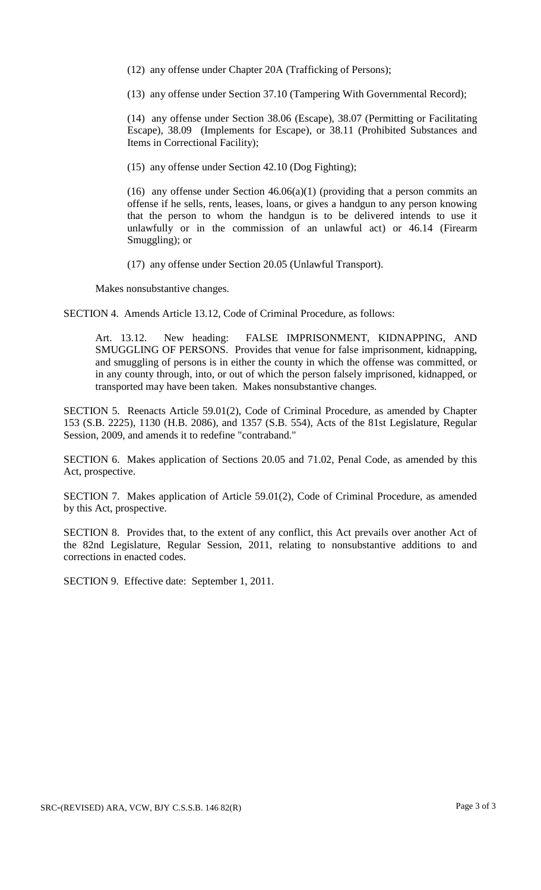(12) any offense under Chapter 20A (Trafficking of Persons);

(13) any offense under Section 37.10 (Tampering With Governmental Record);

(14) any offense under Section 38.06 (Escape), 38.07 (Permitting or Facilitating Escape), 38.09 (Implements for Escape), or 38.11 (Prohibited Substances and Items in Correctional Facility);

(15) any offense under Section 42.10 (Dog Fighting);

(16) any offense under Section 46.06(a)(1) (providing that a person commits an offense if he sells, rents, leases, loans, or gives a handgun to any person knowing that the person to whom the handgun is to be delivered intends to use it unlawfully or in the commission of an unlawful act) or 46.14 (Firearm Smuggling); or

(17) any offense under Section 20.05 (Unlawful Transport).

Makes nonsubstantive changes.

SECTION 4. Amends Article 13.12, Code of Criminal Procedure, as follows:

Art. 13.12. New heading: FALSE IMPRISONMENT, KIDNAPPING, AND SMUGGLING OF PERSONS. Provides that venue for false imprisonment, kidnapping, and smuggling of persons is in either the county in which the offense was committed, or in any county through, into, or out of which the person falsely imprisoned, kidnapped, or transported may have been taken. Makes nonsubstantive changes.

SECTION 5. Reenacts Article 59.01(2), Code of Criminal Procedure, as amended by Chapter 153 (S.B. 2225), 1130 (H.B. 2086), and 1357 (S.B. 554), Acts of the 81st Legislature, Regular Session, 2009, and amends it to redefine "contraband."

SECTION 6. Makes application of Sections 20.05 and 71.02, Penal Code, as amended by this Act, prospective.

SECTION 7. Makes application of Article 59.01(2), Code of Criminal Procedure, as amended by this Act, prospective.

SECTION 8. Provides that, to the extent of any conflict, this Act prevails over another Act of the 82nd Legislature, Regular Session, 2011, relating to nonsubstantive additions to and corrections in enacted codes.

SECTION 9. Effective date: September 1, 2011.